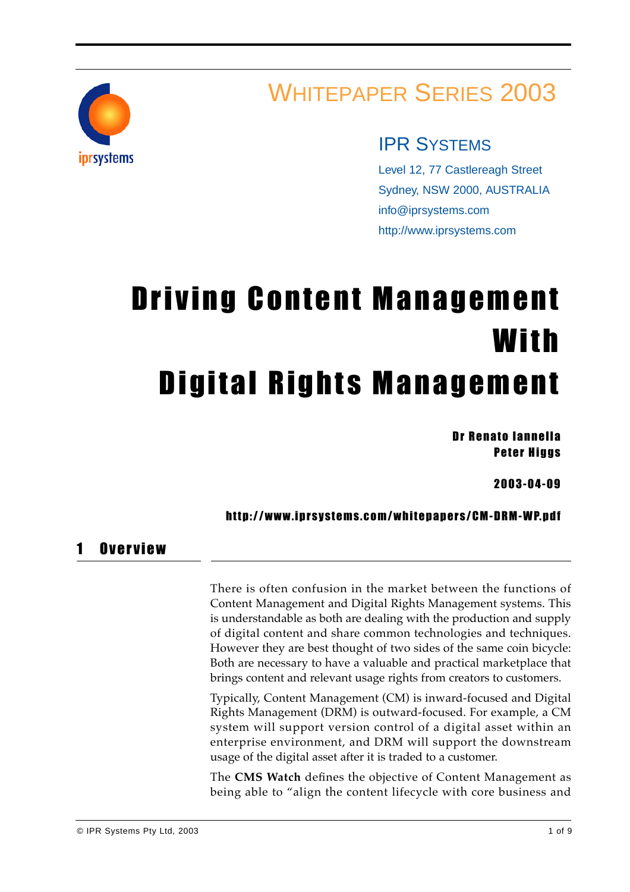WHITEPAPER SERIES 2003

IPR SYSTEMS

Level 12, 77 Castlereagh Street
Sydney, NSW 2000, AUSTRALIA
info@iprsystems.com
http://www.iprsystems.com

# Driving Content Management With Digital Rights Management

**Dr Renato Iannella**
**Peter Higgs**

**2003-04-09**

**http://www.iprsystems.com/whitepapers/CM-DRM-WP.pdf**

## 1 Overview

There is often confusion in the market between the functions of Content Management and Digital Rights Management systems. This is understandable as both are dealing with the production and supply of digital content and share common technologies and techniques. However they are best thought of two sides of the same coin bicycle: Both are necessary to have a valuable and practical marketplace that brings content and relevant usage rights from creators to customers.

Typically, Content Management (CM) is inward-focused and Digital Rights Management (DRM) is outward-focused. For example, a CM system will support version control of a digital asset within an enterprise environment, and DRM will support the downstream usage of the digital asset after it is traded to a customer.

The **CMS Watch** defines the objective of Content Management as being able to "align the content lifecycle with core business and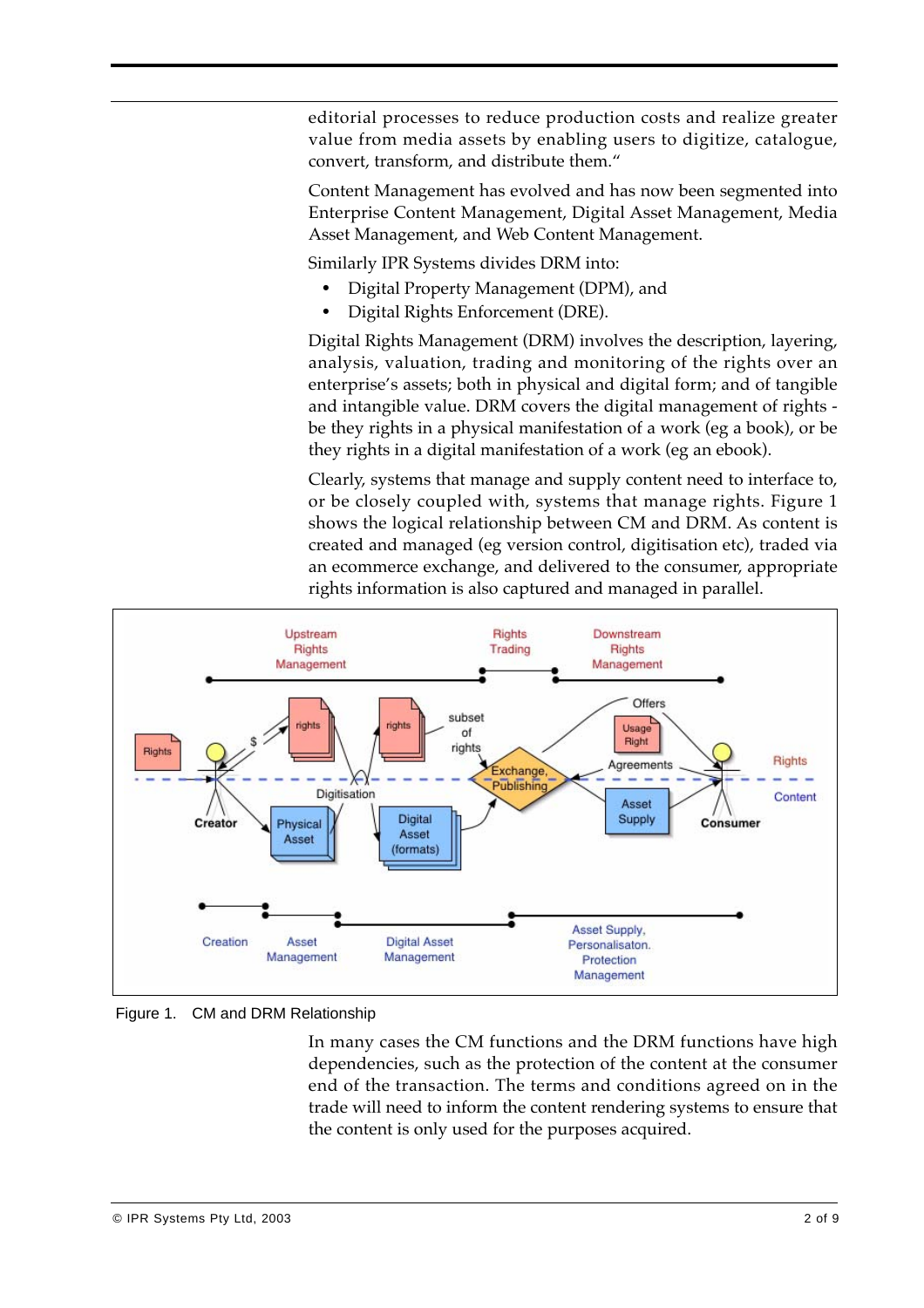editorial processes to reduce production costs and realize greater value from media assets by enabling users to digitize, catalogue, convert, transform, and distribute them."

Content Management has evolved and has now been segmented into Enterprise Content Management, Digital Asset Management, Media Asset Management, and Web Content Management.

Similarly IPR Systems divides DRM into:

- Digital Property Management (DPM), and
- Digital Rights Enforcement (DRE).

Digital Rights Management (DRM) involves the description, layering, analysis, valuation, trading and monitoring of the rights over an enterprise's assets; both in physical and digital form; and of tangible and intangible value. DRM covers the digital management of rights - be they rights in a physical manifestation of a work (eg a book), or be they rights in a digital manifestation of a work (eg an ebook).

Clearly, systems that manage and supply content need to interface to, or be closely coupled with, systems that manage rights. Figure 1 shows the logical relationship between CM and DRM. As content is created and managed (eg version control, digitisation etc), traded via an ecommerce exchange, and delivered to the consumer, appropriate rights information is also captured and managed in parallel.

Figure 1. CM and DRM Relationship

In many cases the CM functions and the DRM functions have high dependencies, such as the protection of the content at the consumer end of the transaction. The terms and conditions agreed on in the trade will need to inform the content rendering systems to ensure that the content is only used for the purposes acquired.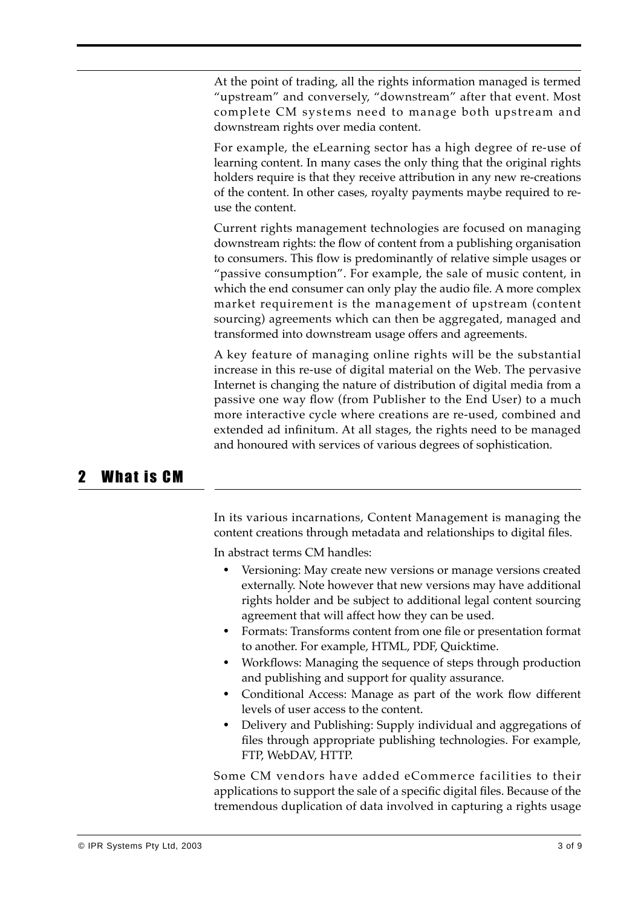At the point of trading, all the rights information managed is termed "upstream" and conversely, "downstream" after that event. Most complete CM systems need to manage both upstream and downstream rights over media content.

For example, the eLearning sector has a high degree of re-use of learning content. In many cases the only thing that the original rights holders require is that they receive attribution in any new re-creations of the content. In other cases, royalty payments maybe required to re-use the content.

Current rights management technologies are focused on managing downstream rights: the flow of content from a publishing organisation to consumers. This flow is predominantly of relative simple usages or "passive consumption". For example, the sale of music content, in which the end consumer can only play the audio file. A more complex market requirement is the management of upstream (content sourcing) agreements which can then be aggregated, managed and transformed into downstream usage offers and agreements.

A key feature of managing online rights will be the substantial increase in this re-use of digital material on the Web. The pervasive Internet is changing the nature of distribution of digital media from a passive one way flow (from Publisher to the End User) to a much more interactive cycle where creations are re-used, combined and extended ad infinitum. At all stages, the rights need to be managed and honoured with services of various degrees of sophistication.

## 2 What is CM

In its various incarnations, Content Management is managing the content creations through metadata and relationships to digital files.

In abstract terms CM handles:

- Versioning: May create new versions or manage versions created externally. Note however that new versions may have additional rights holder and be subject to additional legal content sourcing agreement that will affect how they can be used.
- Formats: Transforms content from one file or presentation format to another. For example, HTML, PDF, Quicktime.
- Workflows: Managing the sequence of steps through production and publishing and support for quality assurance.
- Conditional Access: Manage as part of the work flow different levels of user access to the content.
- Delivery and Publishing: Supply individual and aggregations of files through appropriate publishing technologies. For example, FTP, WebDAV, HTTP.

Some CM vendors have added eCommerce facilities to their applications to support the sale of a specific digital files. Because of the tremendous duplication of data involved in capturing a rights usage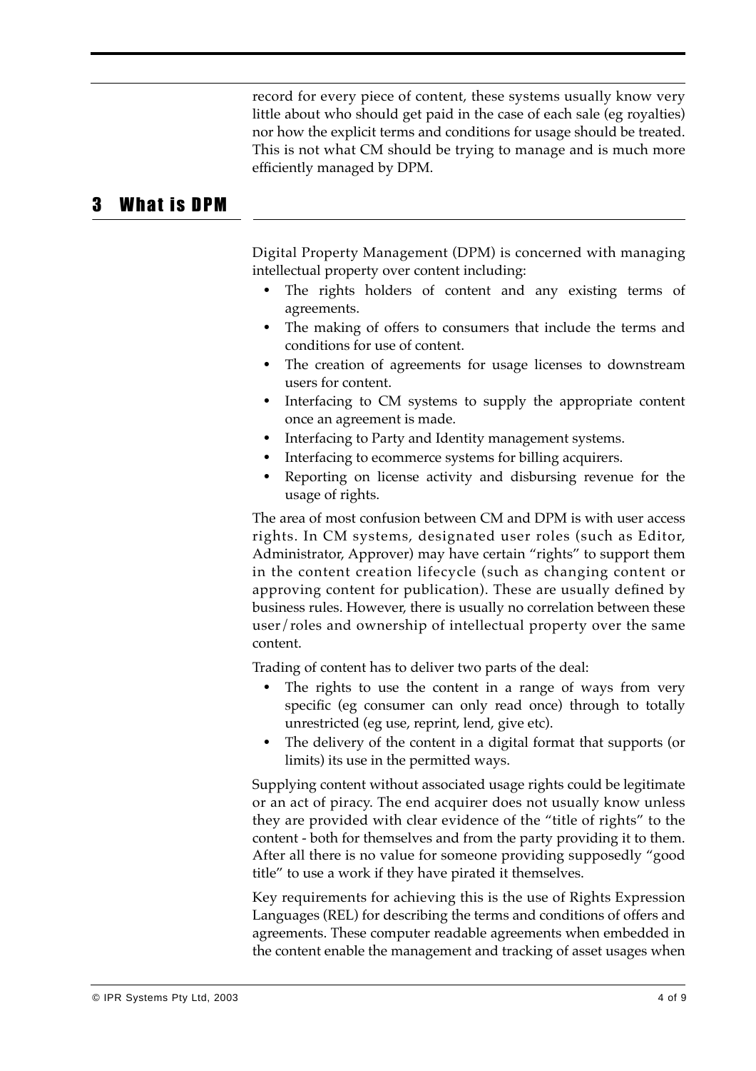record for every piece of content, these systems usually know very little about who should get paid in the case of each sale (eg royalties) nor how the explicit terms and conditions for usage should be treated. This is not what CM should be trying to manage and is much more efficiently managed by DPM.

# 3 What is DPM

Digital Property Management (DPM) is concerned with managing intellectual property over content including:

- The rights holders of content and any existing terms of agreements.
- The making of offers to consumers that include the terms and conditions for use of content.
- The creation of agreements for usage licenses to downstream users for content.
- Interfacing to CM systems to supply the appropriate content once an agreement is made.
- Interfacing to Party and Identity management systems.
- Interfacing to ecommerce systems for billing acquirers.
- Reporting on license activity and disbursing revenue for the usage of rights.

The area of most confusion between CM and DPM is with user access rights. In CM systems, designated user roles (such as Editor, Administrator, Approver) may have certain "rights" to support them in the content creation lifecycle (such as changing content or approving content for publication). These are usually defined by business rules. However, there is usually no correlation between these user/roles and ownership of intellectual property over the same content.

Trading of content has to deliver two parts of the deal:

- The rights to use the content in a range of ways from very specific (eg consumer can only read once) through to totally unrestricted (eg use, reprint, lend, give etc).
- The delivery of the content in a digital format that supports (or limits) its use in the permitted ways.

Supplying content without associated usage rights could be legitimate or an act of piracy. The end acquirer does not usually know unless they are provided with clear evidence of the "title of rights" to the content - both for themselves and from the party providing it to them. After all there is no value for someone providing supposedly "good title" to use a work if they have pirated it themselves.

Key requirements for achieving this is the use of Rights Expression Languages (REL) for describing the terms and conditions of offers and agreements. These computer readable agreements when embedded in the content enable the management and tracking of asset usages when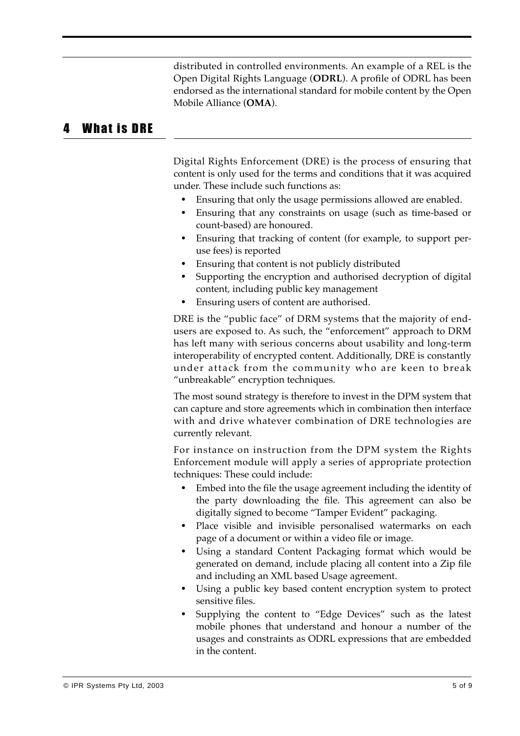distributed in controlled environments. An example of a REL is the Open Digital Rights Language (**ODRL**). A profile of ODRL has been endorsed as the international standard for mobile content by the Open Mobile Alliance (**OMA**).

## 4 What is DRE

Digital Rights Enforcement (DRE) is the process of ensuring that content is only used for the terms and conditions that it was acquired under. These include such functions as:

- Ensuring that only the usage permissions allowed are enabled.
- Ensuring that any constraints on usage (such as time-based or count-based) are honoured.
- Ensuring that tracking of content (for example, to support per-use fees) is reported
- Ensuring that content is not publicly distributed
- Supporting the encryption and authorised decryption of digital content, including public key management
- Ensuring users of content are authorised.

DRE is the "public face" of DRM systems that the majority of end-users are exposed to. As such, the "enforcement" approach to DRM has left many with serious concerns about usability and long-term interoperability of encrypted content. Additionally, DRE is constantly under attack from the community who are keen to break "unbreakable" encryption techniques.

The most sound strategy is therefore to invest in the DPM system that can capture and store agreements which in combination then interface with and drive whatever combination of DRE technologies are currently relevant.

For instance on instruction from the DPM system the Rights Enforcement module will apply a series of appropriate protection techniques: These could include:

- Embed into the file the usage agreement including the identity of the party downloading the file. This agreement can also be digitally signed to become "Tamper Evident" packaging.
- Place visible and invisible personalised watermarks on each page of a document or within a video file or image.
- Using a standard Content Packaging format which would be generated on demand, include placing all content into a Zip file and including an XML based Usage agreement.
- Using a public key based content encryption system to protect sensitive files.
- Supplying the content to "Edge Devices" such as the latest mobile phones that understand and honour a number of the usages and constraints as ODRL expressions that are embedded in the content.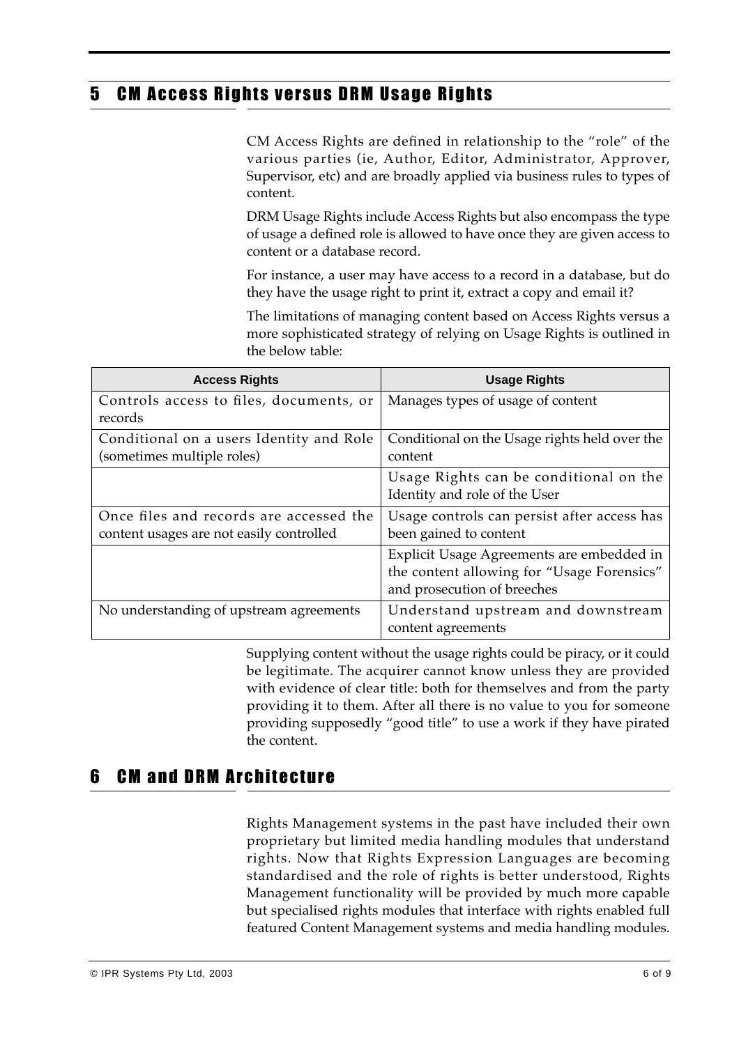## 5 CM Access Rights versus DRM Usage Rights

CM Access Rights are defined in relationship to the "role" of the various parties (ie, Author, Editor, Administrator, Approver, Supervisor, etc) and are broadly applied via business rules to types of content.

DRM Usage Rights include Access Rights but also encompass the type of usage a defined role is allowed to have once they are given access to content or a database record.

For instance, a user may have access to a record in a database, but do they have the usage right to print it, extract a copy and email it?

The limitations of managing content based on Access Rights versus a more sophisticated strategy of relying on Usage Rights is outlined in the below table:

| Access Rights | Usage Rights |
|---|---|
| Controls access to files, documents, or records | Manages types of usage of content |
| Conditional on a users Identity and Role (sometimes multiple roles) | Conditional on the Usage rights held over the content |
| | Usage Rights can be conditional on the Identity and role of the User |
| Once files and records are accessed the content usages are not easily controlled | Usage controls can persist after access has been gained to content |
| | Explicit Usage Agreements are embedded in the content allowing for "Usage Forensics" and prosecution of breeches |
| No understanding of upstream agreements | Understand upstream and downstream content agreements |

Supplying content without the usage rights could be piracy, or it could be legitimate. The acquirer cannot know unless they are provided with evidence of clear title: both for themselves and from the party providing it to them. After all there is no value to you for someone providing supposedly "good title" to use a work if they have pirated the content.

## 6 CM and DRM Architecture

Rights Management systems in the past have included their own proprietary but limited media handling modules that understand rights. Now that Rights Expression Languages are becoming standardised and the role of rights is better understood, Rights Management functionality will be provided by much more capable but specialised rights modules that interface with rights enabled full featured Content Management systems and media handling modules.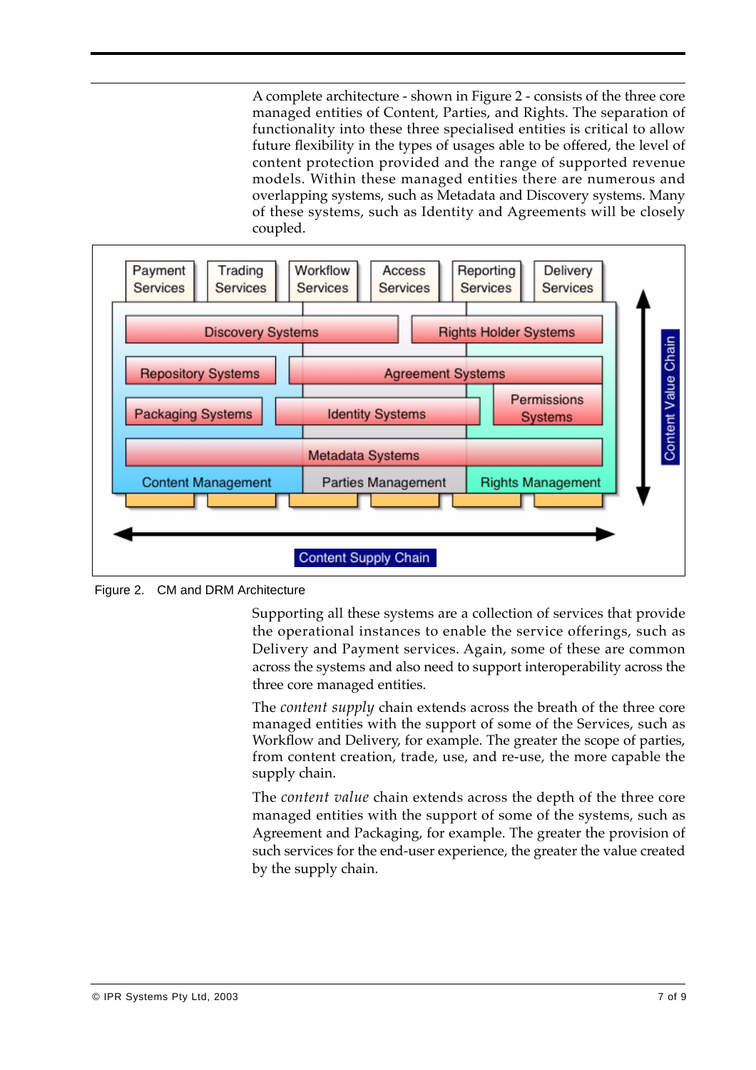A complete architecture - shown in Figure 2 - consists of the three core managed entities of Content, Parties, and Rights. The separation of functionality into these three specialised entities is critical to allow future flexibility in the types of usages able to be offered, the level of content protection provided and the range of supported revenue models. Within these managed entities there are numerous and overlapping systems, such as Metadata and Discovery systems. Many of these systems, such as Identity and Agreements will be closely coupled.

Figure 2. CM and DRM Architecture

Supporting all these systems are a collection of services that provide the operational instances to enable the service offerings, such as Delivery and Payment services. Again, some of these are common across the systems and also need to support interoperability across the three core managed entities.

The *content supply* chain extends across the breath of the three core managed entities with the support of some of the Services, such as Workflow and Delivery, for example. The greater the scope of parties, from content creation, trade, use, and re-use, the more capable the supply chain.

The *content value* chain extends across the depth of the three core managed entities with the support of some of the systems, such as Agreement and Packaging, for example. The greater the provision of such services for the end-user experience, the greater the value created by the supply chain.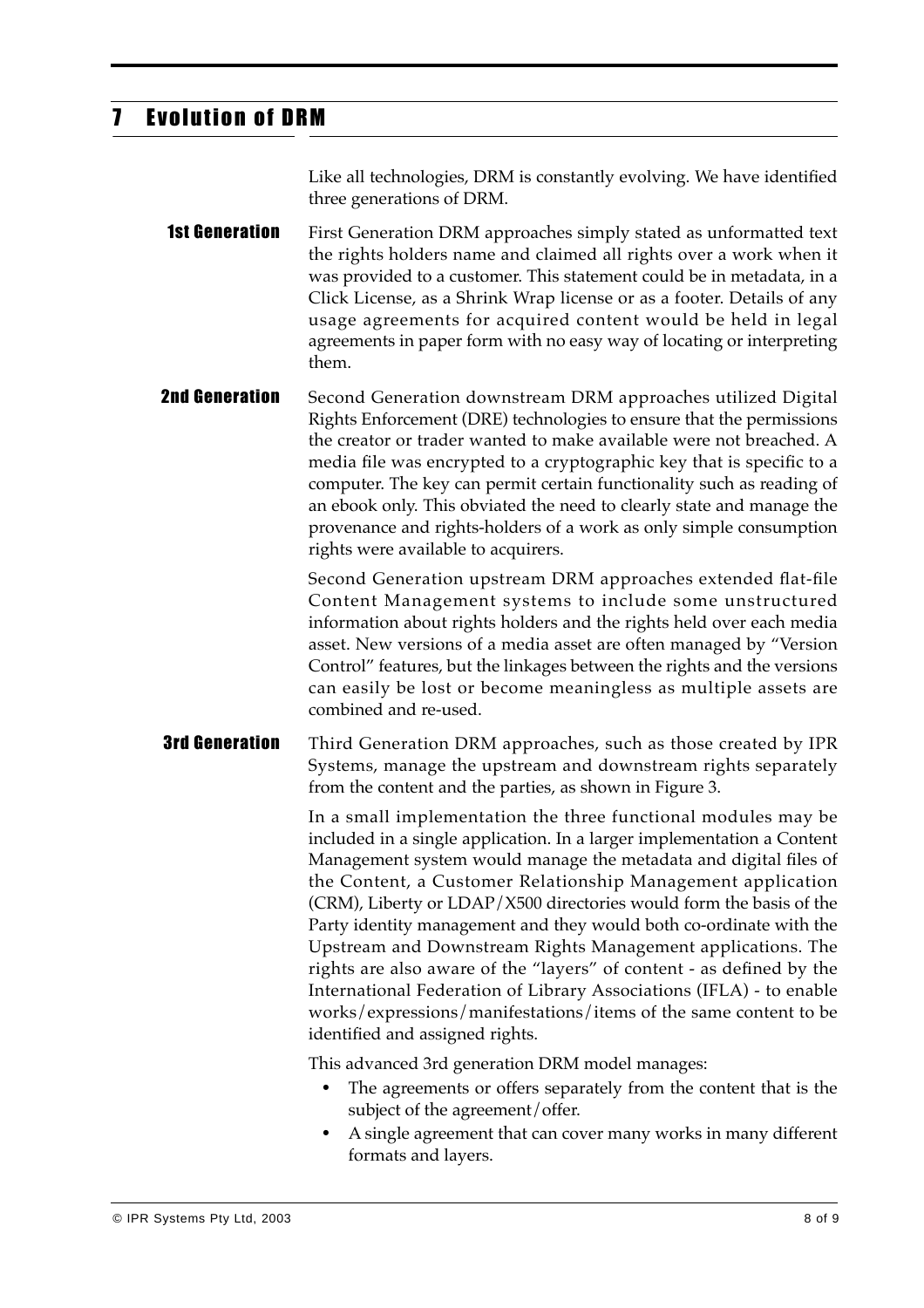# 7 Evolution of DRM

Like all technologies, DRM is constantly evolving. We have identified three generations of DRM.

**1st Generation**

First Generation DRM approaches simply stated as unformatted text the rights holders name and claimed all rights over a work when it was provided to a customer. This statement could be in metadata, in a Click License, as a Shrink Wrap license or as a footer. Details of any usage agreements for acquired content would be held in legal agreements in paper form with no easy way of locating or interpreting them.

**2nd Generation**

Second Generation downstream DRM approaches utilized Digital Rights Enforcement (DRE) technologies to ensure that the permissions the creator or trader wanted to make available were not breached. A media file was encrypted to a cryptographic key that is specific to a computer. The key can permit certain functionality such as reading of an ebook only. This obviated the need to clearly state and manage the provenance and rights-holders of a work as only simple consumption rights were available to acquirers.

Second Generation upstream DRM approaches extended flat-file Content Management systems to include some unstructured information about rights holders and the rights held over each media asset. New versions of a media asset are often managed by "Version Control" features, but the linkages between the rights and the versions can easily be lost or become meaningless as multiple assets are combined and re-used.

**3rd Generation**

Third Generation DRM approaches, such as those created by IPR Systems, manage the upstream and downstream rights separately from the content and the parties, as shown in Figure 3.

In a small implementation the three functional modules may be included in a single application. In a larger implementation a Content Management system would manage the metadata and digital files of the Content, a Customer Relationship Management application (CRM), Liberty or LDAP/X500 directories would form the basis of the Party identity management and they would both co-ordinate with the Upstream and Downstream Rights Management applications. The rights are also aware of the "layers" of content - as defined by the International Federation of Library Associations (IFLA) - to enable works/expressions/manifestations/items of the same content to be identified and assigned rights.

This advanced 3rd generation DRM model manages:

- The agreements or offers separately from the content that is the subject of the agreement/offer.
- A single agreement that can cover many works in many different formats and layers.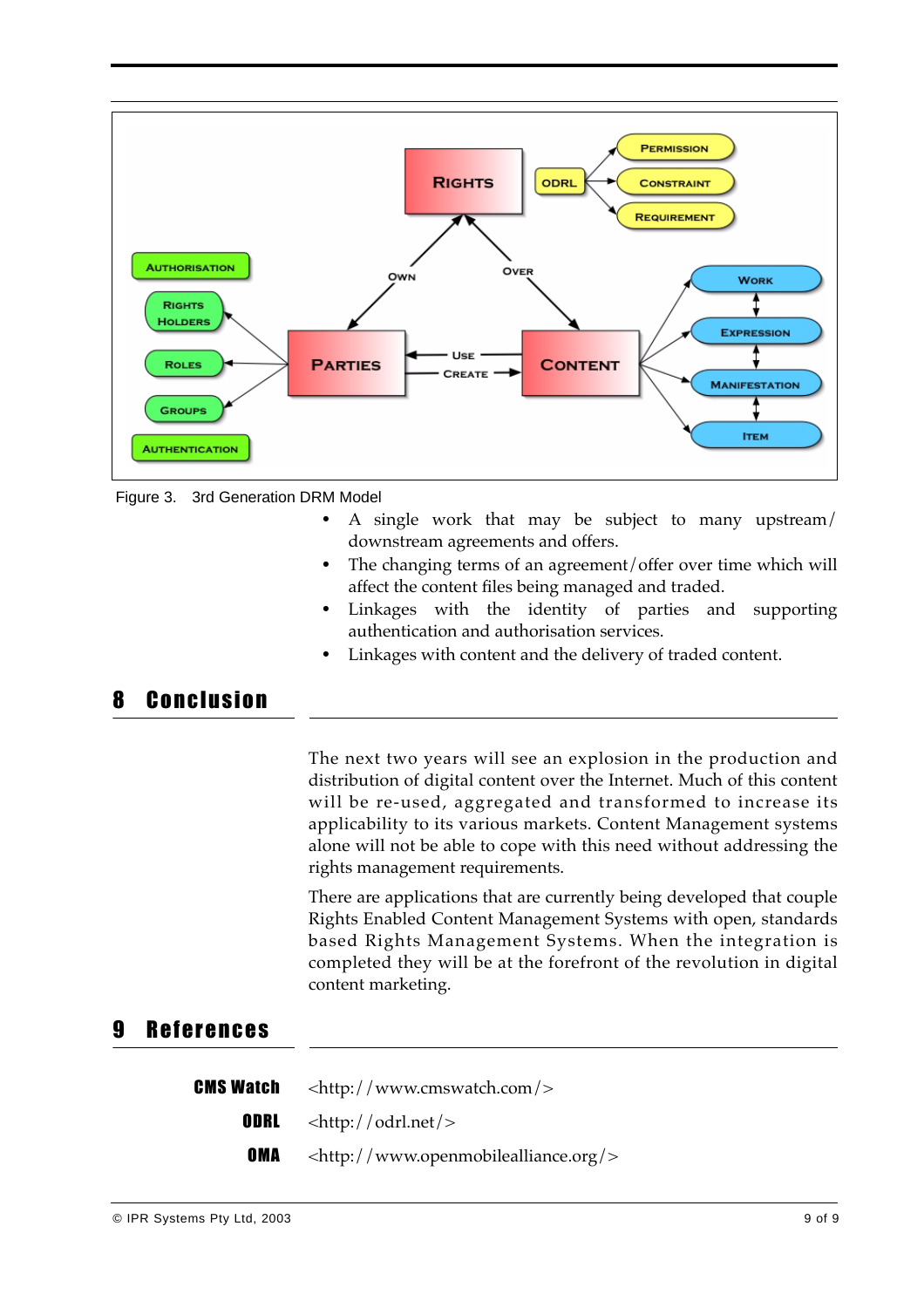RIGHTS
ODRL
PERMISSION
CONSTRAINT
REQUIREMENT
OWN
OVER
AUTHORISATION
RIGHTS HOLDERS
ROLES
GROUPS
AUTHENTICATION
PARTIES
USE
CREATE
CONTENT
WORK
EXPRESSION
MANIFESTATION
ITEM

Figure 3. 3rd Generation DRM Model

- A single work that may be subject to many upstream/ downstream agreements and offers.
- The changing terms of an agreement/offer over time which will affect the content files being managed and traded.
- Linkages with the identity of parties and supporting authentication and authorisation services.
- Linkages with content and the delivery of traded content.

# 8 Conclusion

The next two years will see an explosion in the production and distribution of digital content over the Internet. Much of this content will be re-used, aggregated and transformed to increase its applicability to its various markets. Content Management systems alone will not be able to cope with this need without addressing the rights management requirements.

There are applications that are currently being developed that couple Rights Enabled Content Management Systems with open, standards based Rights Management Systems. When the integration is completed they will be at the forefront of the revolution in digital content marketing.

# 9 References

**CMS Watch** <http://www.cmswatch.com/>

**ODRL** <http://odrl.net/>

**OMA** <http://www.openmobilealliance.org/>

© IPR Systems Pty Ltd, 2003